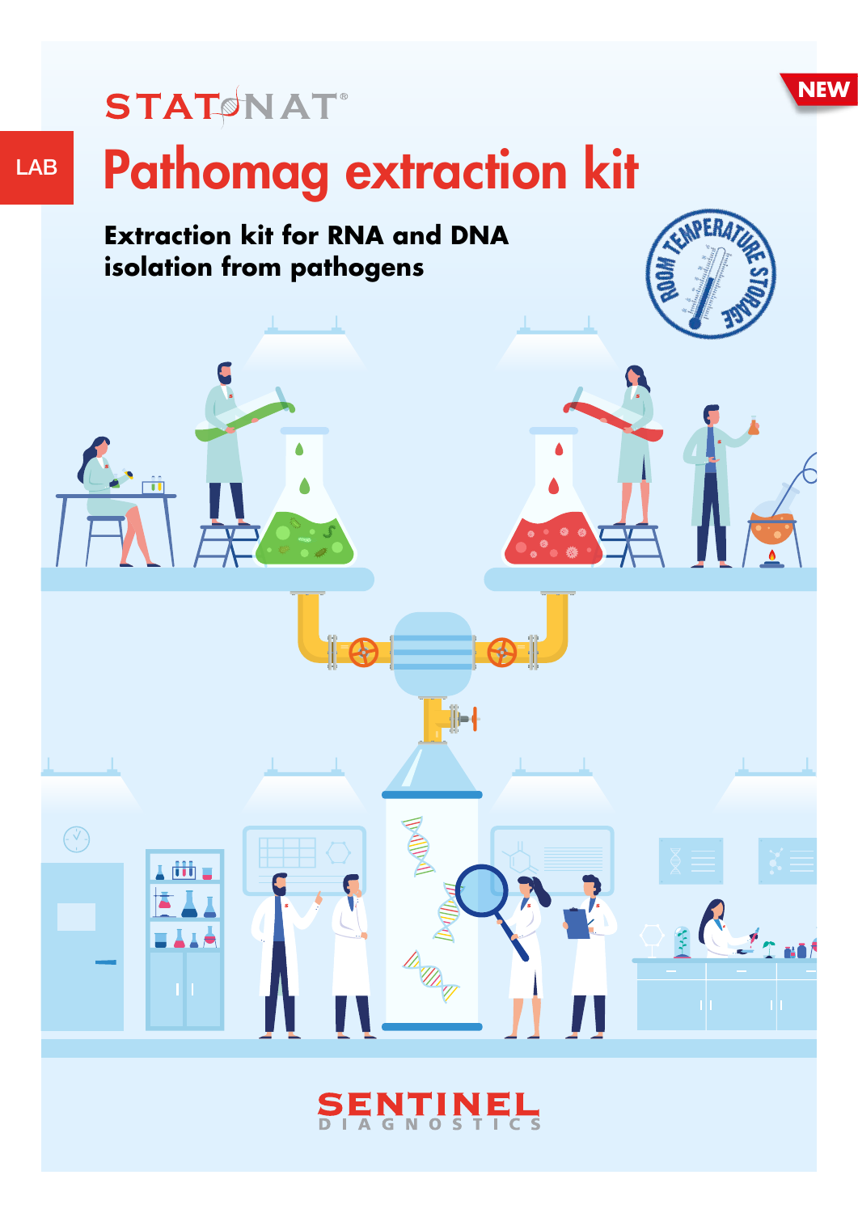NEW

STAT-NAT®

LAB

# Pathomag extraction kit

**Extraction kit for RNA and DNA isolation from pathogens**

ROOM TEMPERATURE STORAGE

SENTINEL DIAGNOSTICS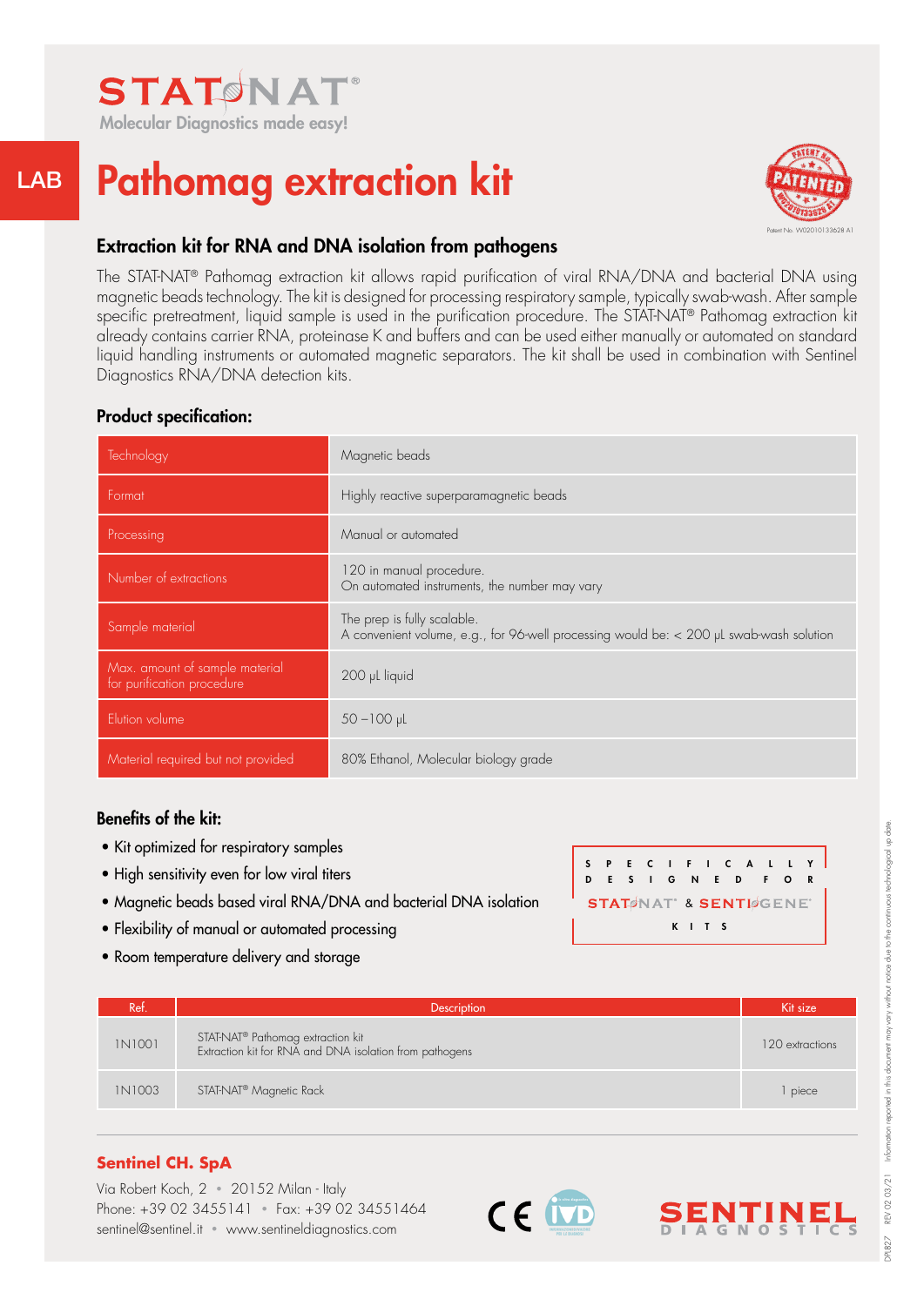STAT-NAT®

Molecular Diagnostics made easy!

LAB

# Pathomag extraction kit

PATENTED

Patent No. WO2010133628 A1

## Extraction kit for RNA and DNA isolation from pathogens

The STAT-NAT® Pathomag extraction kit allows rapid purification of viral RNA/DNA and bacterial DNA using magnetic beads technology. The kit is designed for processing respiratory sample, typically swab-wash. After sample specific pretreatment, liquid sample is used in the purification procedure. The STAT-NAT® Pathomag extraction kit already contains carrier RNA, proteinase K and buffers and can be used either manually or automated on standard liquid handling instruments or automated magnetic separators. The kit shall be used in combination with Sentinel Diagnostics RNA/DNA detection kits.

### Product specification:

| | |
|---|---|
| Technology | Magnetic beads |
| Format | Highly reactive superparamagnetic beads |
| Processing | Manual or automated |
| Number of extractions | 120 in manual procedure.<br>On automated instruments, the number may vary |
| Sample material | The prep is fully scalable.<br>A convenient volume, e.g., for 96-well processing would be: < 200 µL swab-wash solution |
| Max. amount of sample material for purification procedure | 200 µL liquid |
| Elution volume | 50 – 100 µL |
| Material required but not provided | 80% Ethanol, Molecular biology grade |

### Benefits of the kit:

- Kit optimized for respiratory samples
- High sensitivity even for low viral titers
- Magnetic beads based viral RNA/DNA and bacterial DNA isolation
- Flexibility of manual or automated processing
- Room temperature delivery and storage

SPECIFICALLY DESIGNED FOR STAT-NAT® & SENTIGENE® KITS

| Ref. | Description | Kit size |
|---|---|---|
| 1N1001 | STAT-NAT® Pathomag extraction kit<br>Extraction kit for RNA and DNA isolation from pathogens | 120 extractions |
| 1N1003 | STAT-NAT® Magnetic Rack | 1 piece |

**Sentinel CH. SpA**

Via Robert Koch, 2 • 20152 Milan - Italy
Phone: +39 02 3455141 • Fax: +39 02 34551464
sentinel@sentinel.it • www.sentineldiagnostics.com

SENTINEL DIAGNOSTICS

DP.827 REV 02 03/21 Information reported in this document may vary without notice due to the continuous technological up date